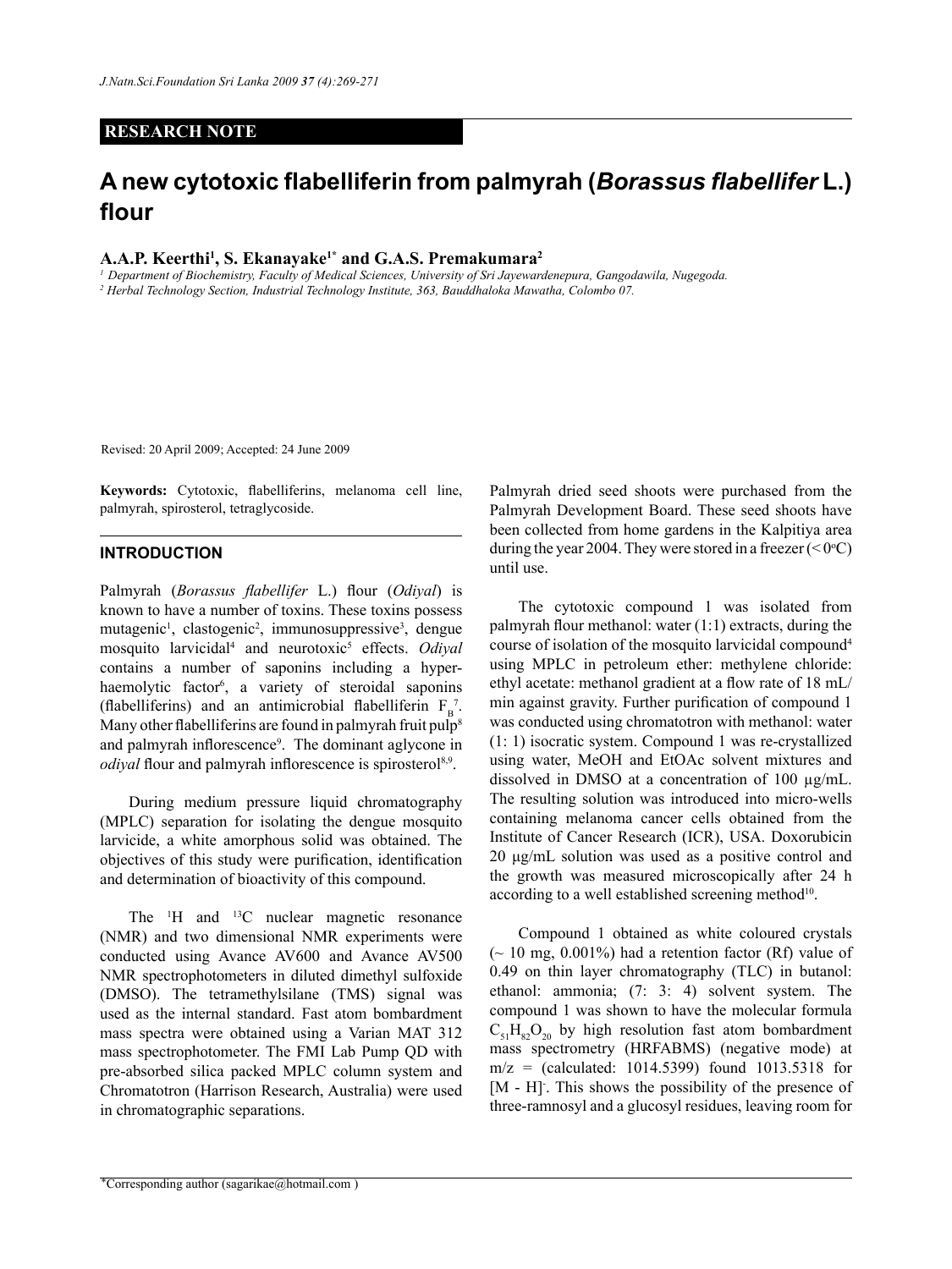**RESEARCH NOTE**

# A new cytotoxic flabelliferin from palmyrah (*Borassus flabellifer* L.) flour

**A.A.P. Keerthi[1], S. Ekanayake[1*] and G.A.S. Premakumara[2]**

*[1] Department of Biochemistry, Faculty of Medical Sciences, University of Sri Jayewardenepura, Gangodawila, Nugegoda.*
*[2] Herbal Technology Section, Industrial Technology Institute, 363, Bauddhaloka Mawatha, Colombo 07.*

Revised: 20 April 2009; Accepted: 24 June 2009

**Keywords:** Cytotoxic, flabelliferins, melanoma cell line, palmyrah, spirosterol, tetraglycoside.

## INTRODUCTION

Palmyrah (*Borassus flabellifer* L.) flour (*Odiyal*) is known to have a number of toxins. These toxins possess mutagenic[1], clastogenic[2], immunosuppressive[3], dengue mosquito larvicidal[4] and neurotoxic[5] effects. *Odiyal* contains a number of saponins including a hyper-haemolytic factor[6], a variety of steroidal saponins (flabelliferins) and an antimicrobial flabelliferin $F_B$[7]. Many other flabelliferins are found in palmyrah fruit pulp[8] and palmyrah inflorescence[9]. The dominant aglycone in *odiyal* flour and palmyrah inflorescence is spirosterol[8,9].

During medium pressure liquid chromatography (MPLC) separation for isolating the dengue mosquito larvicide, a white amorphous solid was obtained. The objectives of this study were purification, identification and determination of bioactivity of this compound.

The $^{1}H$ and $^{13}C$ nuclear magnetic resonance (NMR) and two dimensional NMR experiments were conducted using Avance AV600 and Avance AV500 NMR spectrophotometers in diluted dimethyl sulfoxide (DMSO). The tetramethylsilane (TMS) signal was used as the internal standard. Fast atom bombardment mass spectra were obtained using a Varian MAT 312 mass spectrophotometer. The FMI Lab Pump QD with pre-absorbed silica packed MPLC column system and Chromatotron (Harrison Research, Australia) were used in chromatographic separations.

Palmyrah dried seed shoots were purchased from the Palmyrah Development Board. These seed shoots have been collected from home gardens in the Kalpitiya area during the year 2004. They were stored in a freezer (< 0°C) until use.

The cytotoxic compound 1 was isolated from palmyrah flour methanol: water (1:1) extracts, during the course of isolation of the mosquito larvicidal compound[4] using MPLC in petroleum ether: methylene chloride: ethyl acetate: methanol gradient at a flow rate of 18 mL/min against gravity. Further purification of compound 1 was conducted using chromatotron with methanol: water (1: 1) isocratic system. Compound 1 was re-crystallized using water, MeOH and EtOAc solvent mixtures and dissolved in DMSO at a concentration of 100 µg/mL. The resulting solution was introduced into micro-wells containing melanoma cancer cells obtained from the Institute of Cancer Research (ICR), USA. Doxorubicin 20 µg/mL solution was used as a positive control and the growth was measured microscopically after 24 h according to a well established screening method[10].

Compound 1 obtained as white coloured crystals (~ 10 mg, 0.001%) had a retention factor (Rf) value of 0.49 on thin layer chromatography (TLC) in butanol: ethanol: ammonia; (7: 3: 4) solvent system. The compound 1 was shown to have the molecular formula $C_{51}H_{82}O_{20}$ by high resolution fast atom bombardment mass spectrometry (HRFABMS) (negative mode) at m/z = (calculated: 1014.5399) found 1013.5318 for $[M - H]^-$. This shows the possibility of the presence of three-ramnosyl and a glucosyl residues, leaving room for

*Corresponding author (sagarikae@hotmail.com )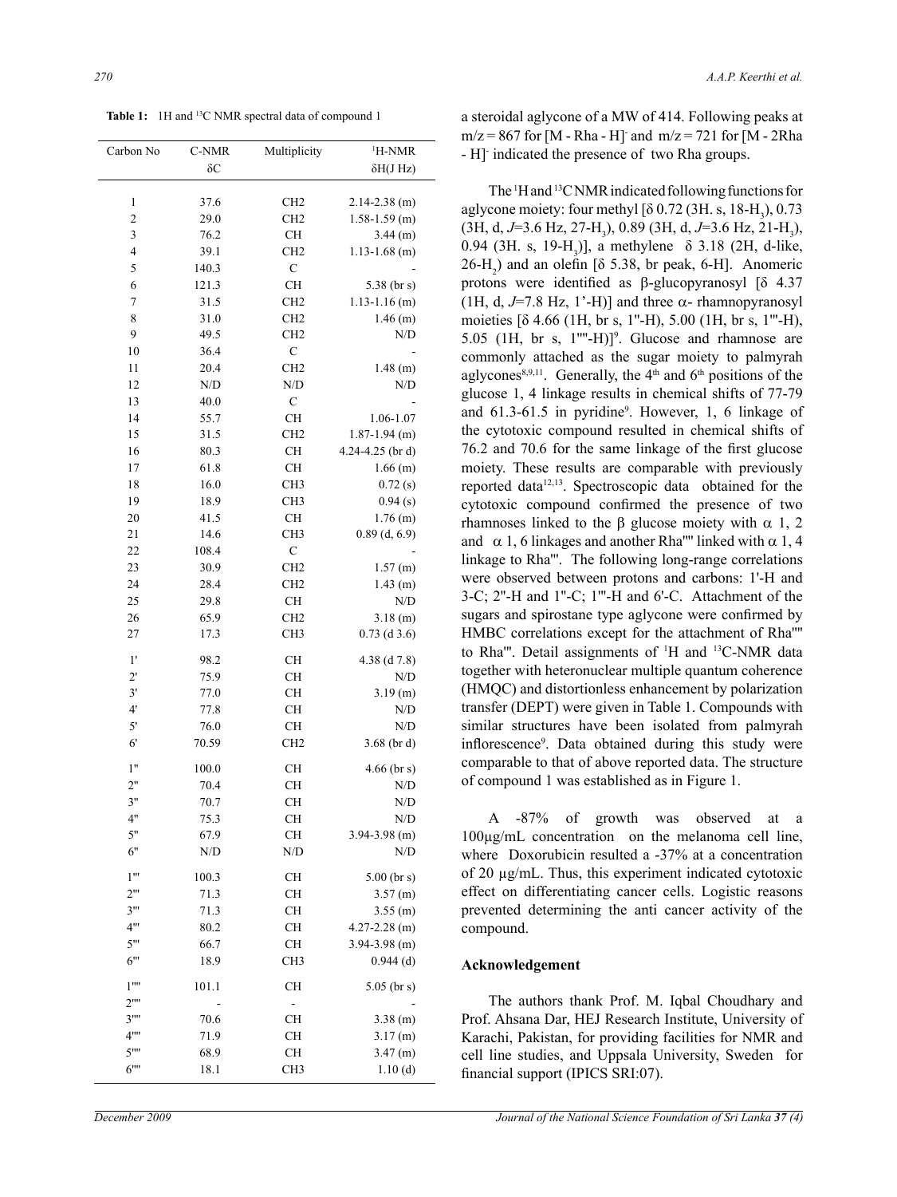**Table 1:** 1H and [13]C NMR spectral data of compound 1

| Carbon No | C-NMR δC | Multiplicity | [1]H-NMR δH(J Hz) |
|---|---|---|---|
| 1 | 37.6 | CH2 | 2.14-2.38 (m) |
| 2 | 29.0 | CH2 | 1.58-1.59 (m) |
| 3 | 76.2 | CH | 3.44 (m) |
| 4 | 39.1 | CH2 | 1.13-1.68 (m) |
| 5 | 140.3 | C | - |
| 6 | 121.3 | CH | 5.38 (br s) |
| 7 | 31.5 | CH2 | 1.13-1.16 (m) |
| 8 | 31.0 | CH2 | 1.46 (m) |
| 9 | 49.5 | CH2 | N/D |
| 10 | 36.4 | C | - |
| 11 | 20.4 | CH2 | 1.48 (m) |
| 12 | N/D | N/D | N/D |
| 13 | 40.0 | C | - |
| 14 | 55.7 | CH | 1.06-1.07 |
| 15 | 31.5 | CH2 | 1.87-1.94 (m) |
| 16 | 80.3 | CH | 4.24-4.25 (br d) |
| 17 | 61.8 | CH | 1.66 (m) |
| 18 | 16.0 | CH3 | 0.72 (s) |
| 19 | 18.9 | CH3 | 0.94 (s) |
| 20 | 41.5 | CH | 1.76 (m) |
| 21 | 14.6 | CH3 | 0.89 (d, 6.9) |
| 22 | 108.4 | C | - |
| 23 | 30.9 | CH2 | 1.57 (m) |
| 24 | 28.4 | CH2 | 1.43 (m) |
| 25 | 29.8 | CH | N/D |
| 26 | 65.9 | CH2 | 3.18 (m) |
| 27 | 17.3 | CH3 | 0.73 (d 3.6) |
| 1' | 98.2 | CH | 4.38 (d 7.8) |
| 2' | 75.9 | CH | N/D |
| 3' | 77.0 | CH | 3.19 (m) |
| 4' | 77.8 | CH | N/D |
| 5' | 76.0 | CH | N/D |
| 6' | 70.59 | CH2 | 3.68 (br d) |
| 1'' | 100.0 | CH | 4.66 (br s) |
| 2'' | 70.4 | CH | N/D |
| 3'' | 70.7 | CH | N/D |
| 4'' | 75.3 | CH | N/D |
| 5'' | 67.9 | CH | 3.94-3.98 (m) |
| 6'' | N/D | N/D | N/D |
| 1''' | 100.3 | CH | 5.00 (br s) |
| 2''' | 71.3 | CH | 3.57 (m) |
| 3''' | 71.3 | CH | 3.55 (m) |
| 4''' | 80.2 | CH | 4.27-2.28 (m) |
| 5''' | 66.7 | CH | 3.94-3.98 (m) |
| 6''' | 18.9 | CH3 | 0.944 (d) |
| 1'''' | 101.1 | CH | 5.05 (br s) |
| 2'''' | - | - | - |
| 3'''' | 70.6 | CH | 3.38 (m) |
| 4'''' | 71.9 | CH | 3.17 (m) |
| 5'''' | 68.9 | CH | 3.47 (m) |
| 6'''' | 18.1 | CH3 | 1.10 (d) |

a steroidal aglycone of a MW of 414. Following peaks at m/z = 867 for $[M - Rha - H]^-$ and m/z = 721 for $[M - 2Rha - H]^-$ indicated the presence of two Rha groups.

The [1]H and [13]C NMR indicated following functions for aglycone moiety: four methyl [δ 0.72 (3H. s, 18-$H_3$), 0.73 (3H, d, *J*=3.6 Hz, 27-$H_3$), 0.89 (3H, d, *J*=3.6 Hz, 21-$H_3$), 0.94 (3H. s, 19-$H_3$)], a methylene δ 3.18 (2H, d-like, 26-$H_2$) and an olefin [δ 5.38, br peak, 6-H]. Anomeric protons were identified as β-glucopyranosyl [δ 4.37 (1H, d, *J*=7.8 Hz, 1'-H)] and three α- rhamnopyranosyl moieties [δ 4.66 (1H, br s, 1''-H), 5.00 (1H, br s, 1'''-H), 5.05 (1H, br s, 1''''-H)][9]. Glucose and rhamnose are commonly attached as the sugar moiety to palmyrah aglycones[8,9,11]. Generally, the 4[th] and 6[th] positions of the glucose 1, 4 linkage results in chemical shifts of 77-79 and 61.3-61.5 in pyridine[9]. However, 1, 6 linkage of the cytotoxic compound resulted in chemical shifts of 76.2 and 70.6 for the same linkage of the first glucose moiety. These results are comparable with previously reported data[12,13]. Spectroscopic data obtained for the cytotoxic compound confirmed the presence of two rhamnoses linked to the β glucose moiety with α 1, 2 and α 1, 6 linkages and another Rha'''' linked with α 1, 4 linkage to Rha'''. The following long-range correlations were observed between protons and carbons: 1'-H and 3-C; 2''-H and 1''-C; 1'''-H and 6'-C. Attachment of the sugars and spirostane type aglycone were confirmed by HMBC correlations except for the attachment of Rha'''' to Rha'''. Detail assignments of [1]H and [13]C-NMR data together with heteronuclear multiple quantum coherence (HMQC) and distortionless enhancement by polarization transfer (DEPT) were given in Table 1. Compounds with similar structures have been isolated from palmyrah inflorescence[9]. Data obtained during this study were comparable to that of above reported data. The structure of compound 1 was established as in Figure 1.

A -87% of growth was observed at a 100μg/mL concentration on the melanoma cell line, where Doxorubicin resulted a -37% at a concentration of 20 μg/mL. Thus, this experiment indicated cytotoxic effect on differentiating cancer cells. Logistic reasons prevented determining the anti cancer activity of the compound.

## Acknowledgement

The authors thank Prof. M. Iqbal Choudhary and Prof. Ahsana Dar, HEJ Research Institute, University of Karachi, Pakistan, for providing facilities for NMR and cell line studies, and Uppsala University, Sweden for financial support (IPICS SRI:07).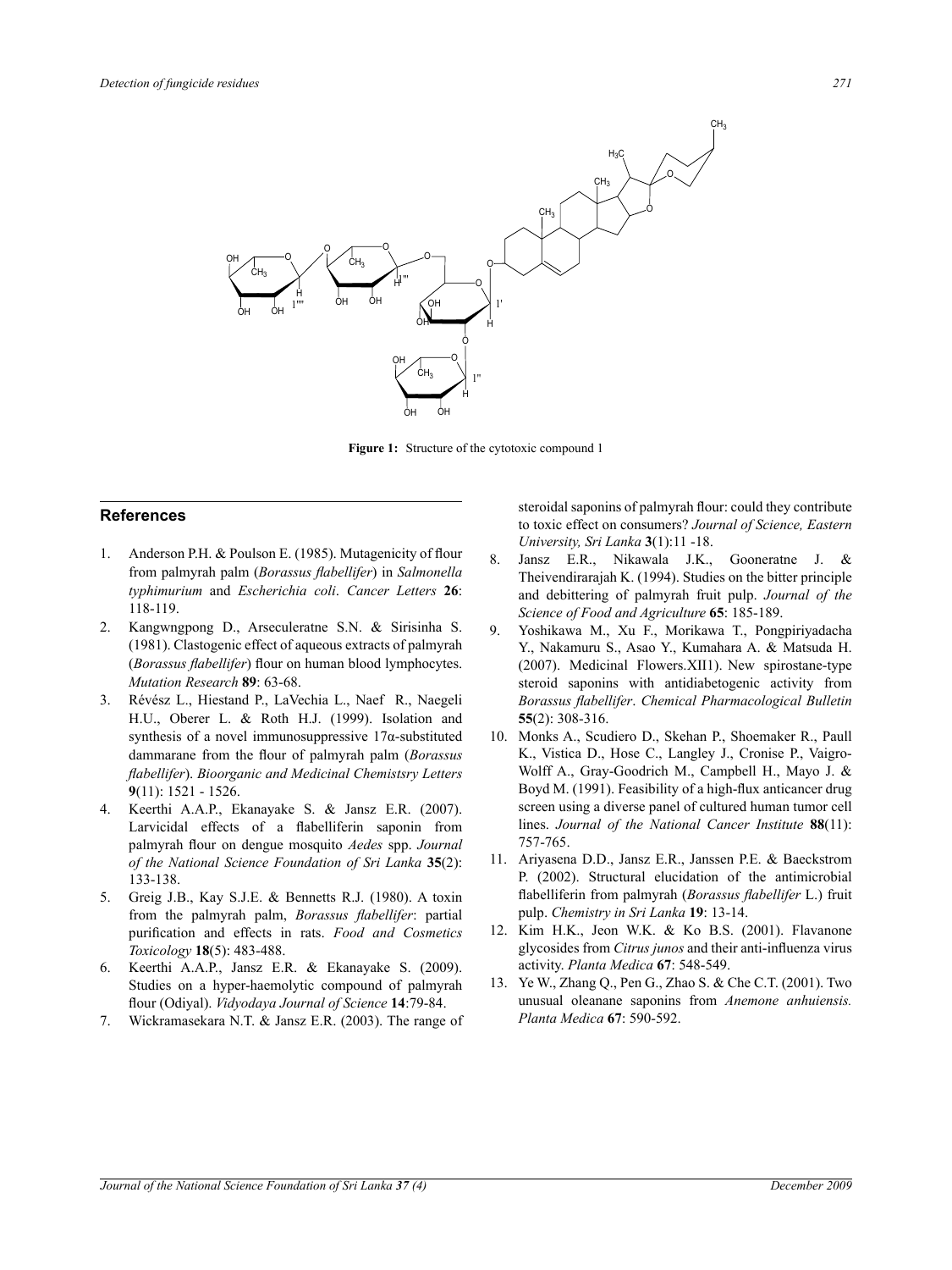Figure 1: Structure of the cytotoxic compound 1

## References

1. Anderson P.H. & Poulson E. (1985). Mutagenicity of flour from palmyrah palm (*Borassus flabellifer*) in *Salmonella typhimurium* and *Escherichia coli*. *Cancer Letters* **26**: 118-119.
2. Kangwngpong D., Arseculeratne S.N. & Sirisinha S. (1981). Clastogenic effect of aqueous extracts of palmyrah (*Borassus flabellifer*) flour on human blood lymphocytes. *Mutation Research* **89**: 63-68.
3. Révész L., Hiestand P., LaVechia L., Naef R., Naegeli H.U., Oberer L. & Roth H.J. (1999). Isolation and synthesis of a novel immunosuppressive 17α-substituted dammarane from the flour of palmyrah palm (*Borassus flabellifer*). *Bioorganic and Medicinal Chemistsry Letters* **9**(11): 1521 - 1526.
4. Keerthi A.A.P., Ekanayake S. & Jansz E.R. (2007). Larvicidal effects of a flabelliferin saponin from palmyrah flour on dengue mosquito *Aedes* spp. *Journal of the National Science Foundation of Sri Lanka* **35**(2): 133-138.
5. Greig J.B., Kay S.J.E. & Bennetts R.J. (1980). A toxin from the palmyrah palm, *Borassus flabellifer*: partial purification and effects in rats. *Food and Cosmetics Toxicology* **18**(5): 483-488.
6. Keerthi A.A.P., Jansz E.R. & Ekanayake S. (2009). Studies on a hyper-haemolytic compound of palmyrah flour (Odiyal). *Vidyodaya Journal of Science* **14**:79-84.
7. Wickramasekara N.T. & Jansz E.R. (2003). The range of steroidal saponins of palmyrah flour: could they contribute to toxic effect on consumers? *Journal of Science, Eastern University, Sri Lanka* **3**(1):11 -18.
8. Jansz E.R., Nikawala J.K., Gooneratne J. & Theivendirarajah K. (1994). Studies on the bitter principle and debittering of palmyrah fruit pulp. *Journal of the Science of Food and Agriculture* **65**: 185-189.
9. Yoshikawa M., Xu F., Morikawa T., Pongpiriyadacha Y., Nakamuru S., Asao Y., Kumahara A. & Matsuda H. (2007). Medicinal Flowers.XII1). New spirostane-type steroid saponins with antidiabetogenic activity from *Borassus flabellifer*. *Chemical Pharmacological Bulletin* **55**(2): 308-316.
10. Monks A., Scudiero D., Skehan P., Shoemaker R., Paull K., Vistica D., Hose C., Langley J., Cronise P., Vaigro-Wolff A., Gray-Goodrich M., Campbell H., Mayo J. & Boyd M. (1991). Feasibility of a high-flux anticancer drug screen using a diverse panel of cultured human tumor cell lines. *Journal of the National Cancer Institute* **88**(11): 757-765.
11. Ariyasena D.D., Jansz E.R., Janssen P.E. & Baeckstrom P. (2002). Structural elucidation of the antimicrobial flabelliferin from palmyrah (*Borassus flabellifer* L.) fruit pulp. *Chemistry in Sri Lanka* **19**: 13-14.
12. Kim H.K., Jeon W.K. & Ko B.S. (2001). Flavanone glycosides from *Citrus junos* and their anti-influenza virus activity. *Planta Medica* **67**: 548-549.
13. Ye W., Zhang Q., Pen G., Zhao S. & Che C.T. (2001). Two unusual oleanane saponins from *Anemone anhuiensis. Planta Medica* **67**: 590-592.